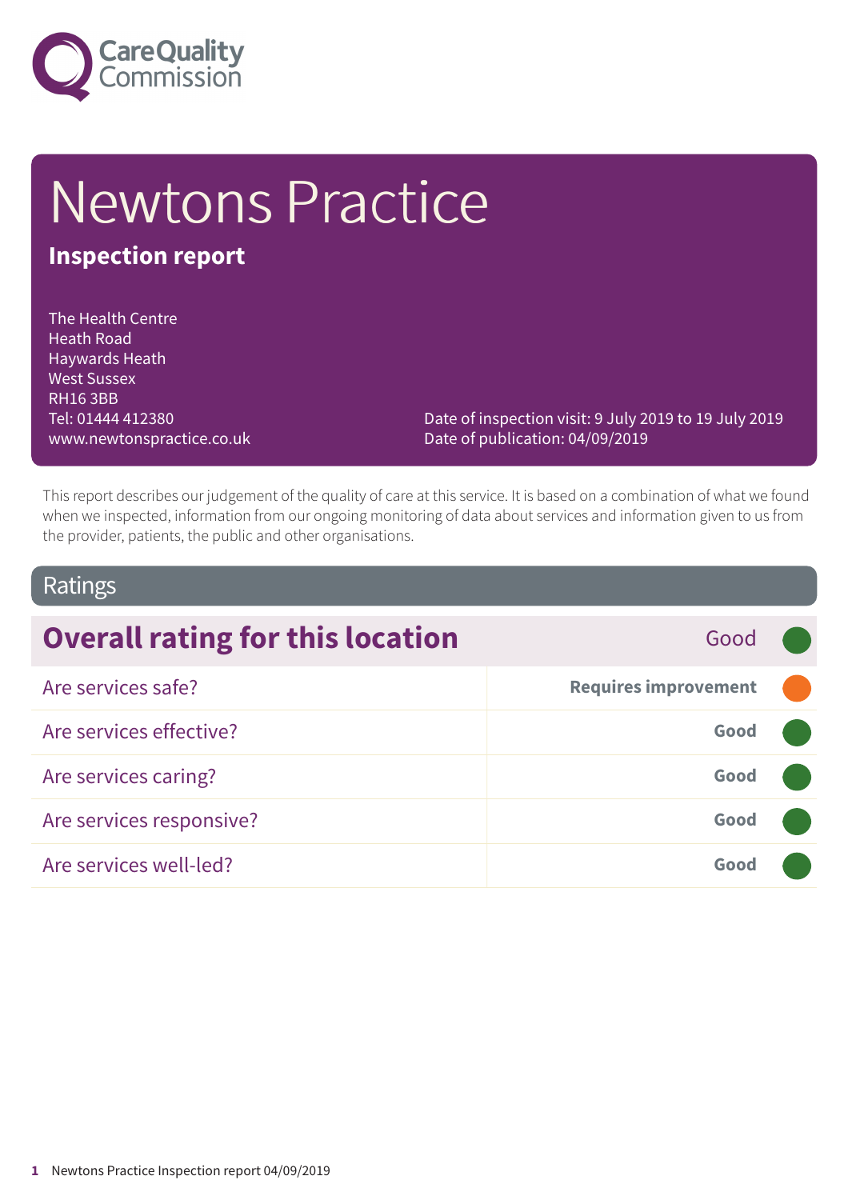Care Quality Commission

# Newtons Practice

## Inspection report

The Health Centre
Heath Road
Haywards Heath
West Sussex
RH16 3BB
Tel: 01444 412380
www.newtonspractice.co.uk

Date of inspection visit: 9 July 2019 to 19 July 2019
Date of publication: 04/09/2019

This report describes our judgement of the quality of care at this service. It is based on a combination of what we found when we inspected, information from our ongoing monitoring of data about services and information given to us from the provider, patients, the public and other organisations.

## Ratings

| **Overall rating for this location** | Good |
| --- | --- |
| Are services safe? | **Requires improvement** |
| Are services effective? | **Good** |
| Are services caring? | **Good** |
| Are services responsive? | **Good** |
| Are services well-led? | **Good** |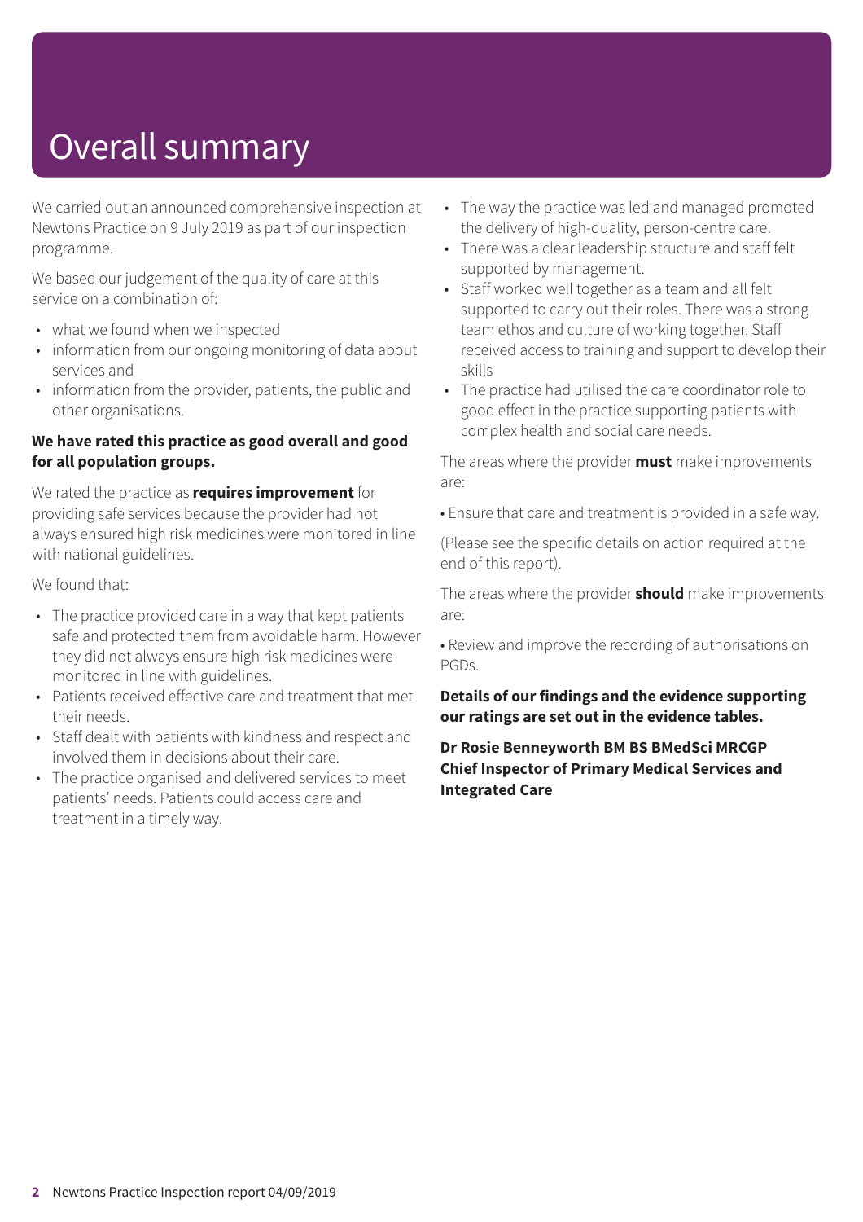# Overall summary

We carried out an announced comprehensive inspection at Newtons Practice on 9 July 2019 as part of our inspection programme.

We based our judgement of the quality of care at this service on a combination of:

- what we found when we inspected
- information from our ongoing monitoring of data about services and
- information from the provider, patients, the public and other organisations.

**We have rated this practice as good overall and good for all population groups.**

We rated the practice as **requires improvement** for providing safe services because the provider had not always ensured high risk medicines were monitored in line with national guidelines.

We found that:

- The practice provided care in a way that kept patients safe and protected them from avoidable harm. However they did not always ensure high risk medicines were monitored in line with guidelines.
- Patients received effective care and treatment that met their needs.
- Staff dealt with patients with kindness and respect and involved them in decisions about their care.
- The practice organised and delivered services to meet patients' needs. Patients could access care and treatment in a timely way.
- The way the practice was led and managed promoted the delivery of high-quality, person-centre care.
- There was a clear leadership structure and staff felt supported by management.
- Staff worked well together as a team and all felt supported to carry out their roles. There was a strong team ethos and culture of working together. Staff received access to training and support to develop their skills
- The practice had utilised the care coordinator role to good effect in the practice supporting patients with complex health and social care needs.

The areas where the provider **must** make improvements are:

• Ensure that care and treatment is provided in a safe way.

(Please see the specific details on action required at the end of this report).

The areas where the provider **should** make improvements are:

• Review and improve the recording of authorisations on PGDs.

**Details of our findings and the evidence supporting our ratings are set out in the evidence tables.**

**Dr Rosie Benneyworth BM BS BMedSci MRCGP**
**Chief Inspector of Primary Medical Services and Integrated Care**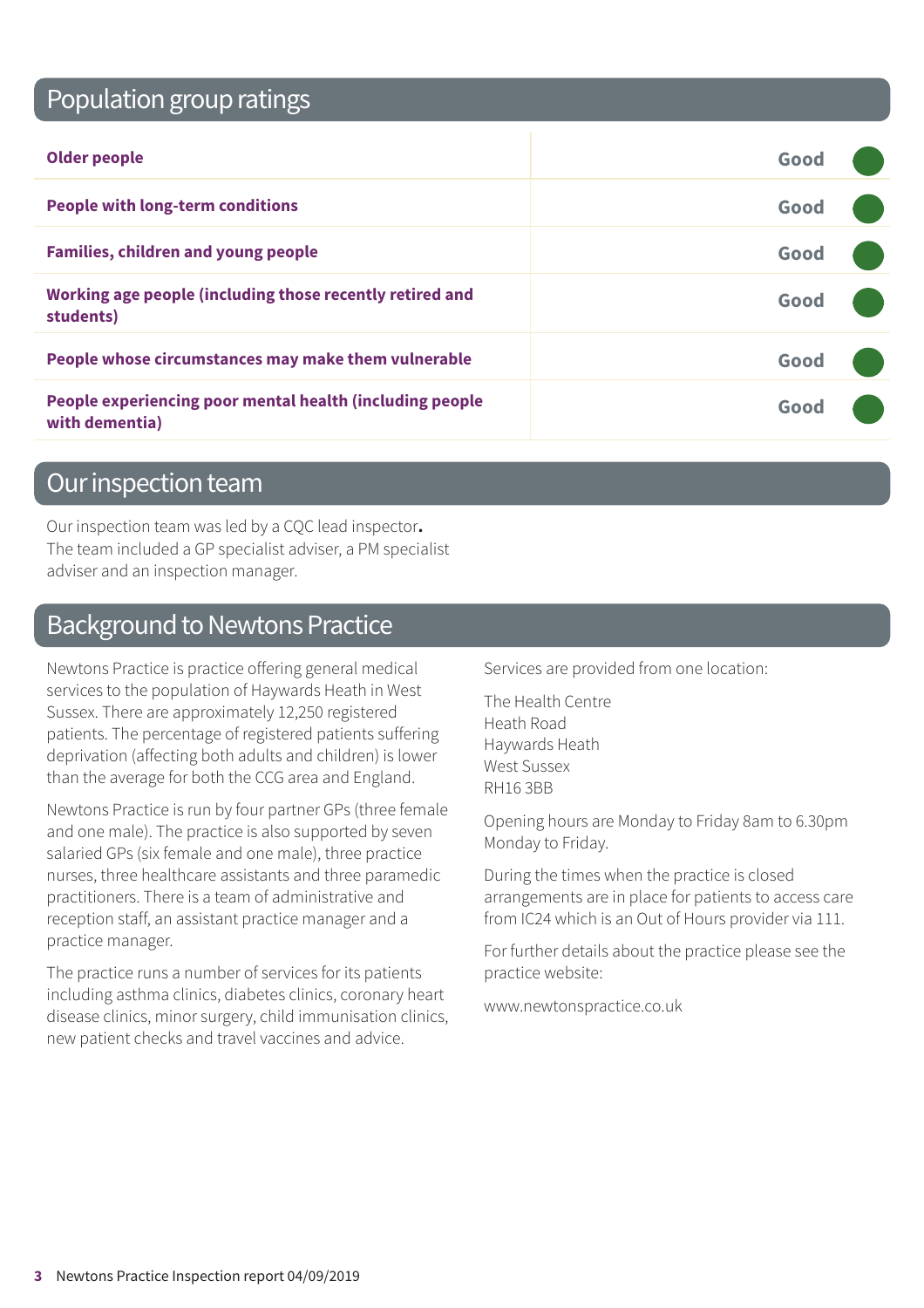## Population group ratings

| | |
|---|---|
| **Older people** | Good |
| **People with long-term conditions** | Good |
| **Families, children and young people** | Good |
| **Working age people (including those recently retired and students)** | Good |
| **People whose circumstances may make them vulnerable** | Good |
| **People experiencing poor mental health (including people with dementia)** | Good |

## Our inspection team

Our inspection team was led by a CQC lead inspector. The team included a GP specialist adviser, a PM specialist adviser and an inspection manager.

## Background to Newtons Practice

Newtons Practice is practice offering general medical services to the population of Haywards Heath in West Sussex. There are approximately 12,250 registered patients. The percentage of registered patients suffering deprivation (affecting both adults and children) is lower than the average for both the CCG area and England.

Newtons Practice is run by four partner GPs (three female and one male). The practice is also supported by seven salaried GPs (six female and one male), three practice nurses, three healthcare assistants and three paramedic practitioners. There is a team of administrative and reception staff, an assistant practice manager and a practice manager.

The practice runs a number of services for its patients including asthma clinics, diabetes clinics, coronary heart disease clinics, minor surgery, child immunisation clinics, new patient checks and travel vaccines and advice.

Services are provided from one location:

The Health Centre
Heath Road
Haywards Heath
West Sussex
RH16 3BB

Opening hours are Monday to Friday 8am to 6.30pm Monday to Friday.

During the times when the practice is closed arrangements are in place for patients to access care from IC24 which is an Out of Hours provider via 111.

For further details about the practice please see the practice website:

www.newtonspractice.co.uk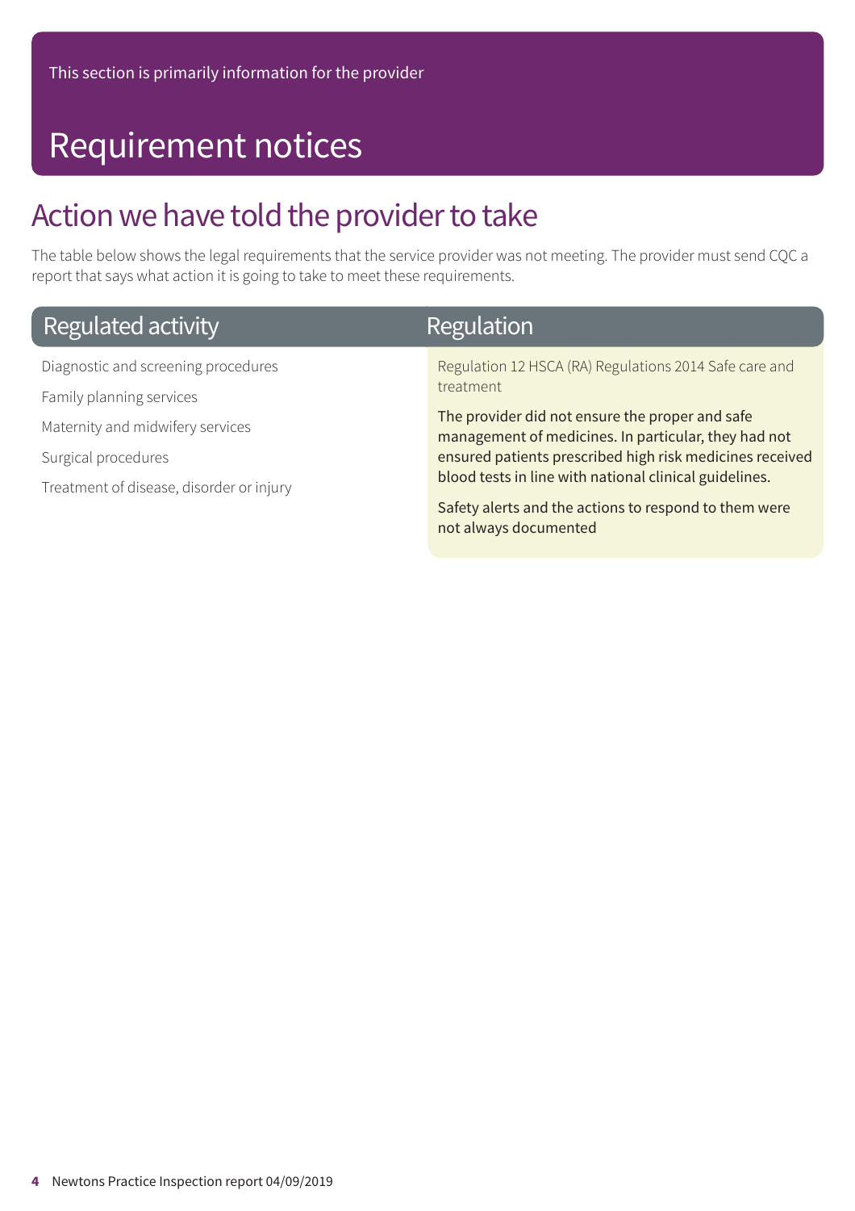This section is primarily information for the provider

# Requirement notices

## Action we have told the provider to take

The table below shows the legal requirements that the service provider was not meeting. The provider must send CQC a report that says what action it is going to take to meet these requirements.

| Regulated activity | Regulation |
| --- | --- |
| Diagnostic and screening procedures<br>Family planning services<br>Maternity and midwifery services<br>Surgical procedures<br>Treatment of disease, disorder or injury | Regulation 12 HSCA (RA) Regulations 2014 Safe care and treatment<br>The provider did not ensure the proper and safe management of medicines. In particular, they had not ensured patients prescribed high risk medicines received blood tests in line with national clinical guidelines.<br>Safety alerts and the actions to respond to them were not always documented |